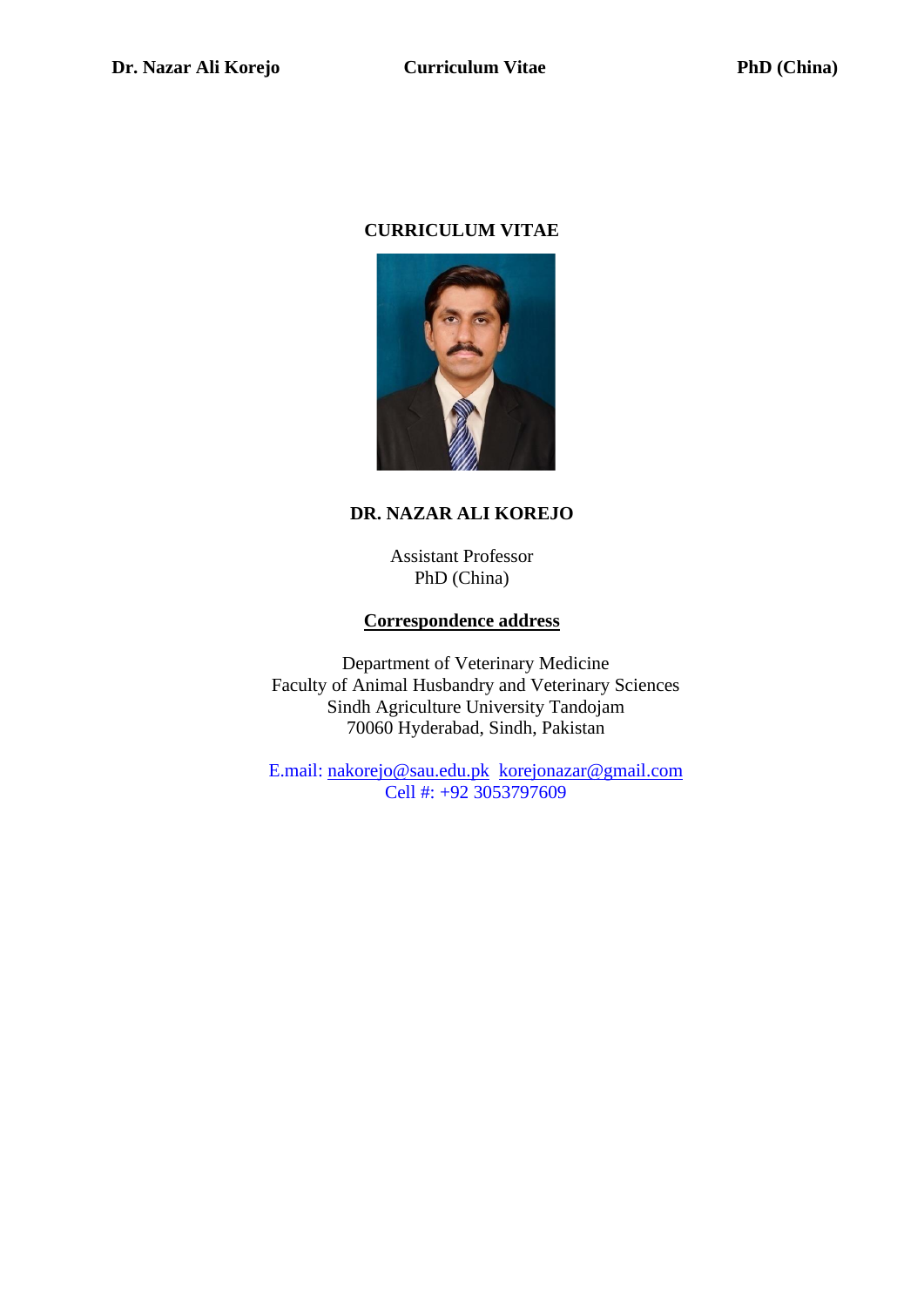# CURRICULUM VITAE

## DR. NAZAR ALI KOREJO

Assistant Professor
PhD (China)

**Correspondence address**

Department of Veterinary Medicine
Faculty of Animal Husbandry and Veterinary Sciences
Sindh Agriculture University Tandojam
70060 Hyderabad, Sindh, Pakistan

E.mail: nakorejo@sau.edu.pk korejonazar@gmail.com
Cell #: +92 3053797609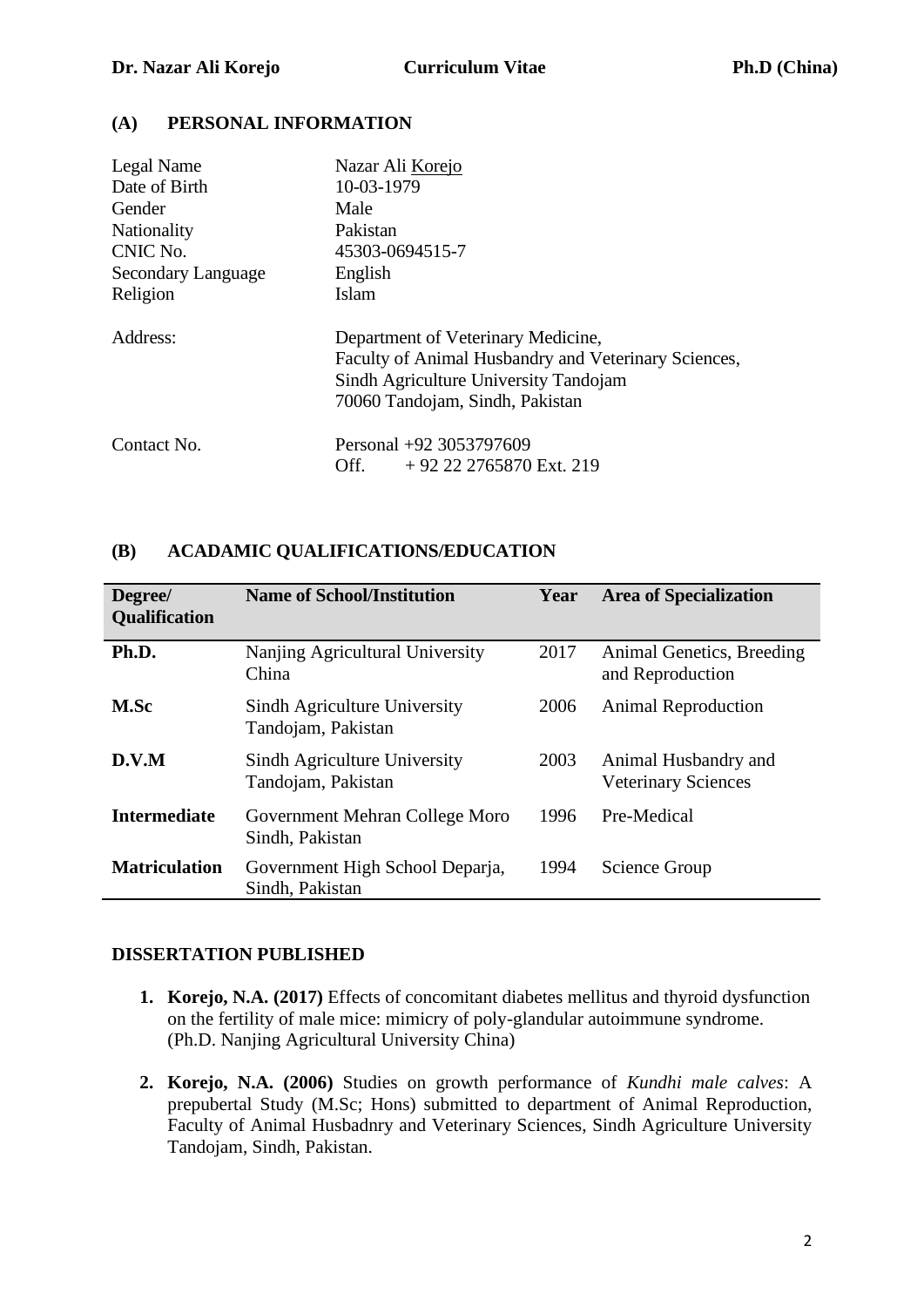## (A) PERSONAL INFORMATION

| | |
|---|---|
| Legal Name | Nazar Ali Korejo |
| Date of Birth | 10-03-1979 |
| Gender | Male |
| Nationality | Pakistan |
| CNIC No. | 45303-0694515-7 |
| Secondary Language | English |
| Religion | Islam |
| Address: | Department of Veterinary Medicine, Faculty of Animal Husbandry and Veterinary Sciences, Sindh Agriculture University Tandojam 70060 Tandojam, Sindh, Pakistan |
| Contact No. | Personal +92 3053797609<br>Off. + 92 22 2765870 Ext. 219 |

## (B) ACADAMIC QUALIFICATIONS/EDUCATION

| Degree/ Qualification | Name of School/Institution | Year | Area of Specialization |
|---|---|---|---|
| **Ph.D.** | Nanjing Agricultural University China | 2017 | Animal Genetics, Breeding and Reproduction |
| **M.Sc** | Sindh Agriculture University Tandojam, Pakistan | 2006 | Animal Reproduction |
| **D.V.M** | Sindh Agriculture University Tandojam, Pakistan | 2003 | Animal Husbandry and Veterinary Sciences |
| **Intermediate** | Government Mehran College Moro Sindh, Pakistan | 1996 | Pre-Medical |
| **Matriculation** | Government High School Deparja, Sindh, Pakistan | 1994 | Science Group |

### DISSERTATION PUBLISHED

1. **Korejo, N.A. (2017)** Effects of concomitant diabetes mellitus and thyroid dysfunction on the fertility of male mice: mimicry of poly-glandular autoimmune syndrome. (Ph.D. Nanjing Agricultural University China)

2. **Korejo, N.A. (2006)** Studies on growth performance of *Kundhi male calves*: A prepubertal Study (M.Sc; Hons) submitted to department of Animal Reproduction, Faculty of Animal Husbadnry and Veterinary Sciences, Sindh Agriculture University Tandojam, Sindh, Pakistan.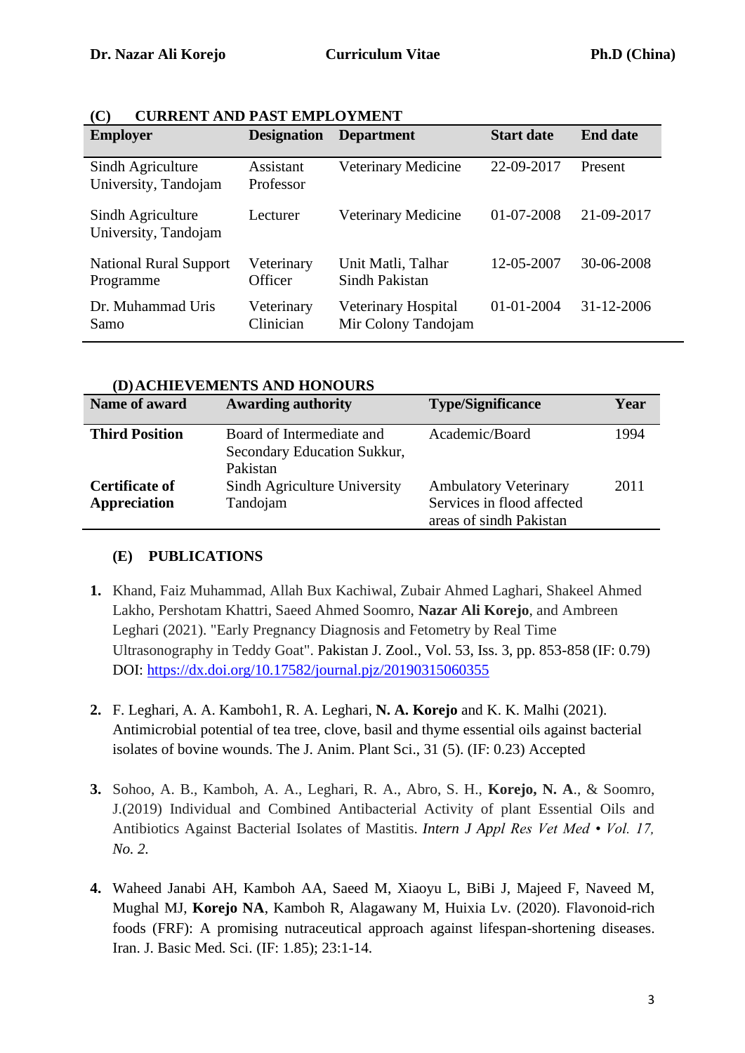## (C) CURRENT AND PAST EMPLOYMENT

| Employer | Designation | Department | Start date | End date |
|---|---|---|---|---|
| Sindh Agriculture University, Tandojam | Assistant Professor | Veterinary Medicine | 22-09-2017 | Present |
| Sindh Agriculture University, Tandojam | Lecturer | Veterinary Medicine | 01-07-2008 | 21-09-2017 |
| National Rural Support Programme | Veterinary Officer | Unit Matli, Talhar Sindh Pakistan | 12-05-2007 | 30-06-2008 |
| Dr. Muhammad Uris Samo | Veterinary Clinician | Veterinary Hospital Mir Colony Tandojam | 01-01-2004 | 31-12-2006 |

## (D) ACHIEVEMENTS AND HONOURS

| Name of award | Awarding authority | Type/Significance | Year |
|---|---|---|---|
| **Third Position** | Board of Intermediate and Secondary Education Sukkur, Pakistan | Academic/Board | 1994 |
| **Certificate of Appreciation** | Sindh Agriculture University Tandojam | Ambulatory Veterinary Services in flood affected areas of sindh Pakistan | 2011 |

## (E) PUBLICATIONS

1. Khand, Faiz Muhammad, Allah Bux Kachiwal, Zubair Ahmed Laghari, Shakeel Ahmed Lakho, Pershotam Khattri, Saeed Ahmed Soomro, **Nazar Ali Korejo**, and Ambreen Leghari (2021). "Early Pregnancy Diagnosis and Fetometry by Real Time Ultrasonography in Teddy Goat". Pakistan J. Zool., Vol. 53, Iss. 3, pp. 853-858 (IF: 0.79) DOI: https://dx.doi.org/10.17582/journal.pjz/20190315060355

2. F. Leghari, A. A. Kamboh1, R. A. Leghari, **N. A. Korejo** and K. K. Malhi (2021). Antimicrobial potential of tea tree, clove, basil and thyme essential oils against bacterial isolates of bovine wounds. The J. Anim. Plant Sci., 31 (5). (IF: 0.23) Accepted

3. Sohoo, A. B., Kamboh, A. A., Leghari, R. A., Abro, S. H., **Korejo, N. A**., & Soomro, J.(2019) Individual and Combined Antibacterial Activity of plant Essential Oils and Antibiotics Against Bacterial Isolates of Mastitis. *Intern J Appl Res Vet Med • Vol. 17, No. 2.*

4. Waheed Janabi AH, Kamboh AA, Saeed M, Xiaoyu L, BiBi J, Majeed F, Naveed M, Mughal MJ, **Korejo NA**, Kamboh R, Alagawany M, Huixia Lv. (2020). Flavonoid-rich foods (FRF): A promising nutraceutical approach against lifespan-shortening diseases. Iran. J. Basic Med. Sci. (IF: 1.85); 23:1-14.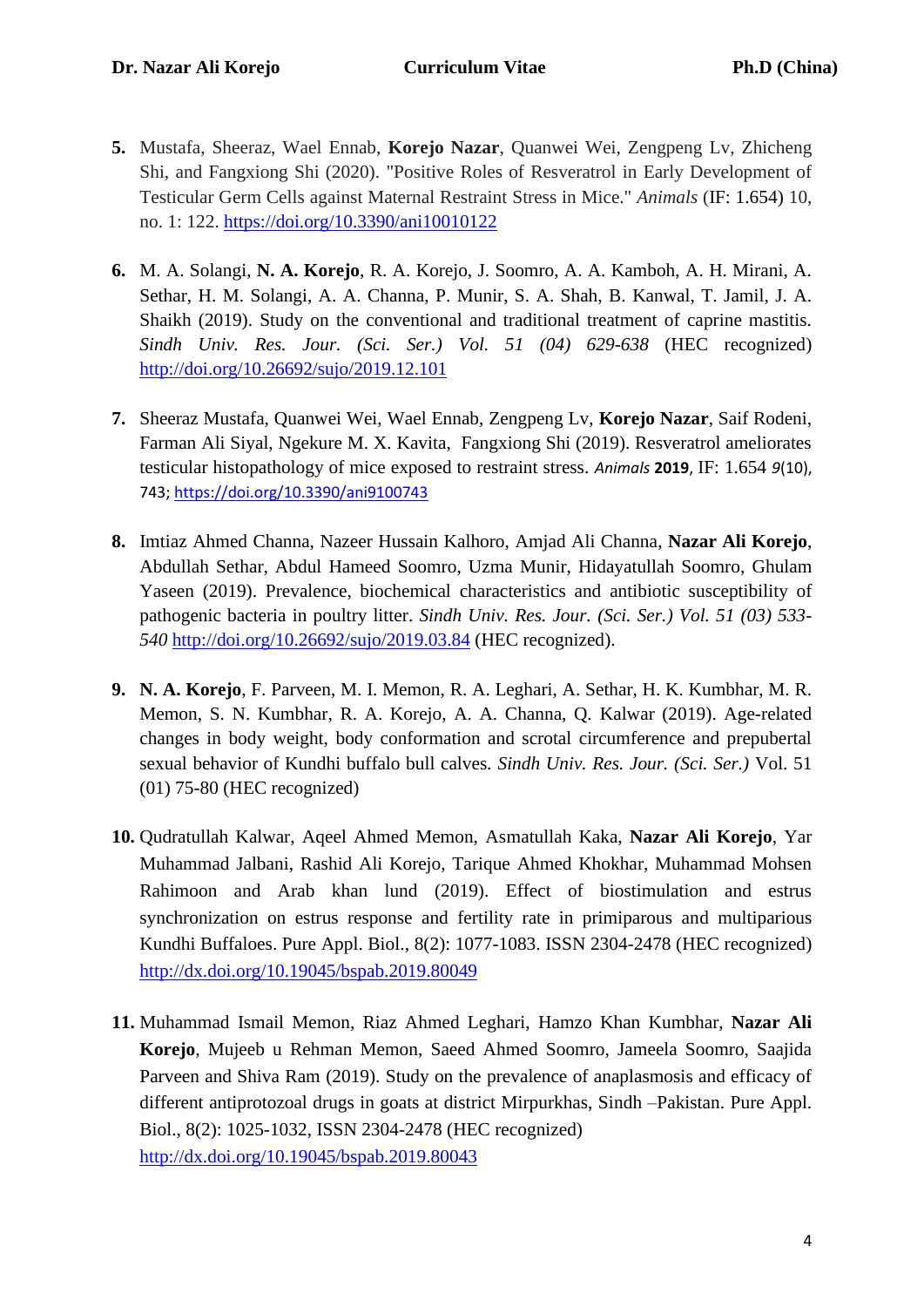5. Mustafa, Sheeraz, Wael Ennab, **Korejo Nazar**, Quanwei Wei, Zengpeng Lv, Zhicheng Shi, and Fangxiong Shi (2020). "Positive Roles of Resveratrol in Early Development of Testicular Germ Cells against Maternal Restraint Stress in Mice." *Animals* (IF: 1.654) 10, no. 1: 122. https://doi.org/10.3390/ani10010122

6. M. A. Solangi, **N. A. Korejo**, R. A. Korejo, J. Soomro, A. A. Kamboh, A. H. Mirani, A. Sethar, H. M. Solangi, A. A. Channa, P. Munir, S. A. Shah, B. Kanwal, T. Jamil, J. A. Shaikh (2019). Study on the conventional and traditional treatment of caprine mastitis. *Sindh Univ. Res. Jour. (Sci. Ser.) Vol. 51 (04) 629-638* (HEC recognized) http://doi.org/10.26692/sujo/2019.12.101

7. Sheeraz Mustafa, Quanwei Wei, Wael Ennab, Zengpeng Lv, **Korejo Nazar**, Saif Rodeni, Farman Ali Siyal, Ngekure M. X. Kavita, Fangxiong Shi (2019). Resveratrol ameliorates testicular histopathology of mice exposed to restraint stress. *Animals* **2019**, IF: 1.654 *9*(10), 743; https://doi.org/10.3390/ani9100743

8. Imtiaz Ahmed Channa, Nazeer Hussain Kalhoro, Amjad Ali Channa, **Nazar Ali Korejo**, Abdullah Sethar, Abdul Hameed Soomro, Uzma Munir, Hidayatullah Soomro, Ghulam Yaseen (2019). Prevalence, biochemical characteristics and antibiotic susceptibility of pathogenic bacteria in poultry litter. *Sindh Univ. Res. Jour. (Sci. Ser.) Vol. 51 (03) 533-540* http://doi.org/10.26692/sujo/2019.03.84 (HEC recognized).

9. **N. A. Korejo**, F. Parveen, M. I. Memon, R. A. Leghari, A. Sethar, H. K. Kumbhar, M. R. Memon, S. N. Kumbhar, R. A. Korejo, A. A. Channa, Q. Kalwar (2019). Age-related changes in body weight, body conformation and scrotal circumference and prepubertal sexual behavior of Kundhi buffalo bull calves. *Sindh Univ. Res. Jour. (Sci. Ser.)* Vol. 51 (01) 75-80 (HEC recognized)

10. Qudratullah Kalwar, Aqeel Ahmed Memon, Asmatullah Kaka, **Nazar Ali Korejo**, Yar Muhammad Jalbani, Rashid Ali Korejo, Tarique Ahmed Khokhar, Muhammad Mohsen Rahimoon and Arab khan lund (2019). Effect of biostimulation and estrus synchronization on estrus response and fertility rate in primiparous and multiparious Kundhi Buffaloes. Pure Appl. Biol., 8(2): 1077-1083. ISSN 2304-2478 (HEC recognized) http://dx.doi.org/10.19045/bspab.2019.80049

11. Muhammad Ismail Memon, Riaz Ahmed Leghari, Hamzo Khan Kumbhar, **Nazar Ali Korejo**, Mujeeb u Rehman Memon, Saeed Ahmed Soomro, Jameela Soomro, Saajida Parveen and Shiva Ram (2019). Study on the prevalence of anaplasmosis and efficacy of different antiprotozoal drugs in goats at district Mirpurkhas, Sindh –Pakistan. Pure Appl. Biol., 8(2): 1025-1032, ISSN 2304-2478 (HEC recognized) http://dx.doi.org/10.19045/bspab.2019.80043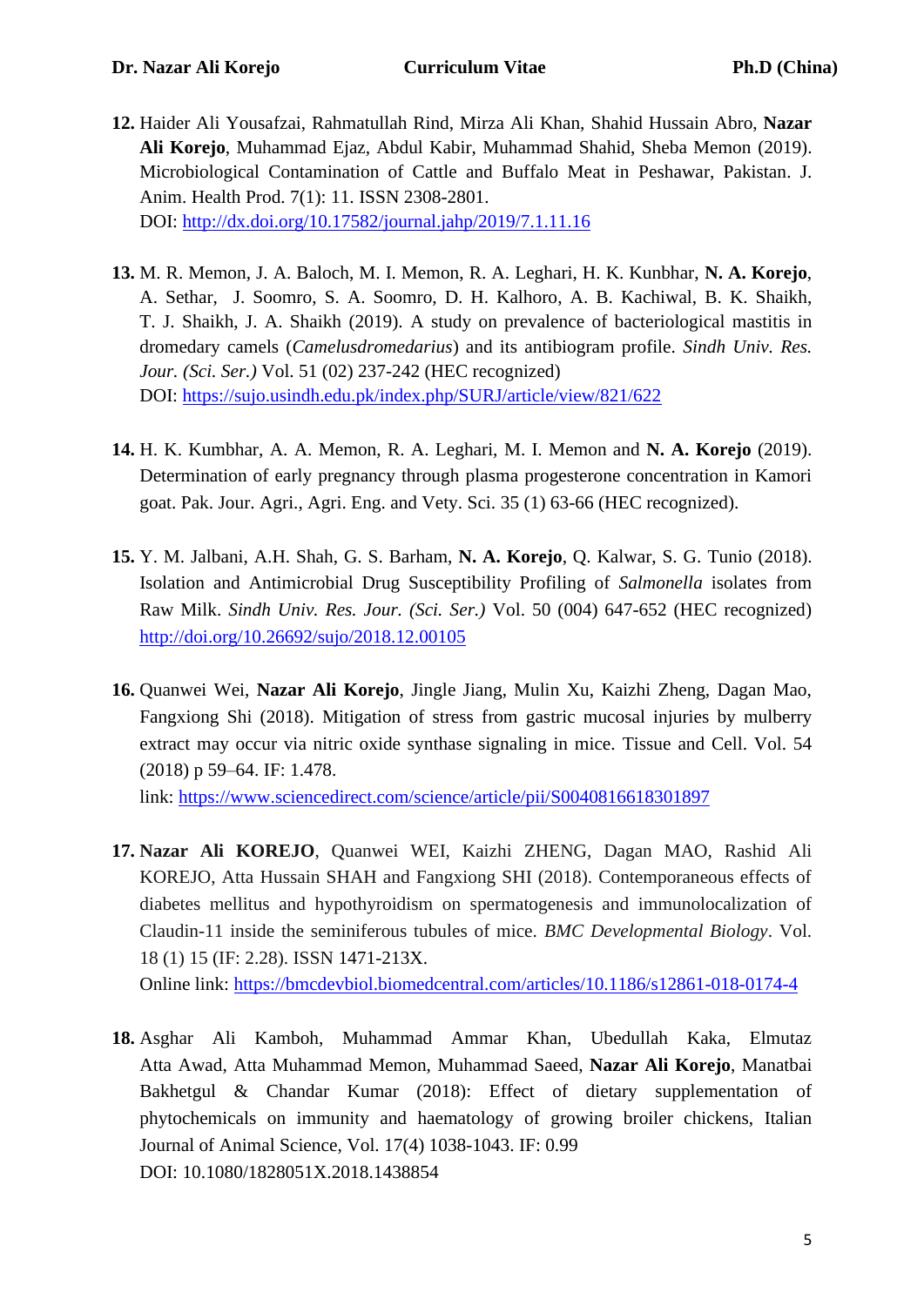12. Haider Ali Yousafzai, Rahmatullah Rind, Mirza Ali Khan, Shahid Hussain Abro, **Nazar Ali Korejo**, Muhammad Ejaz, Abdul Kabir, Muhammad Shahid, Sheba Memon (2019). Microbiological Contamination of Cattle and Buffalo Meat in Peshawar, Pakistan. J. Anim. Health Prod. 7(1): 11. ISSN 2308-2801.
    DOI: http://dx.doi.org/10.17582/journal.jahp/2019/7.1.11.16

13. M. R. Memon, J. A. Baloch, M. I. Memon, R. A. Leghari, H. K. Kunbhar, **N. A. Korejo**, A. Sethar, J. Soomro, S. A. Soomro, D. H. Kalhoro, A. B. Kachiwal, B. K. Shaikh, T. J. Shaikh, J. A. Shaikh (2019). A study on prevalence of bacteriological mastitis in dromedary camels (*Camelusdromedarius*) and its antibiogram profile. *Sindh Univ. Res. Jour. (Sci. Ser.)* Vol. 51 (02) 237-242 (HEC recognized)
    DOI: https://sujo.usindh.edu.pk/index.php/SURJ/article/view/821/622

14. H. K. Kumbhar, A. A. Memon, R. A. Leghari, M. I. Memon and **N. A. Korejo** (2019). Determination of early pregnancy through plasma progesterone concentration in Kamori goat. Pak. Jour. Agri., Agri. Eng. and Vety. Sci. 35 (1) 63-66 (HEC recognized).

15. Y. M. Jalbani, A.H. Shah, G. S. Barham, **N. A. Korejo**, Q. Kalwar, S. G. Tunio (2018). Isolation and Antimicrobial Drug Susceptibility Profiling of *Salmonella* isolates from Raw Milk. *Sindh Univ. Res. Jour. (Sci. Ser.)* Vol. 50 (004) 647-652 (HEC recognized)
    http://doi.org/10.26692/sujo/2018.12.00105

16. Quanwei Wei, **Nazar Ali Korejo**, Jingle Jiang, Mulin Xu, Kaizhi Zheng, Dagan Mao, Fangxiong Shi (2018). Mitigation of stress from gastric mucosal injuries by mulberry extract may occur via nitric oxide synthase signaling in mice. Tissue and Cell. Vol. 54 (2018) p 59–64. IF: 1.478.
    link: https://www.sciencedirect.com/science/article/pii/S0040816618301897

17. **Nazar Ali KOREJO**, Quanwei WEI, Kaizhi ZHENG, Dagan MAO, Rashid Ali KOREJO, Atta Hussain SHAH and Fangxiong SHI (2018). Contemporaneous effects of diabetes mellitus and hypothyroidism on spermatogenesis and immunolocalization of Claudin-11 inside the seminiferous tubules of mice. *BMC Developmental Biology*. Vol. 18 (1) 15 (IF: 2.28). ISSN 1471-213X.
    Online link: https://bmcdevbiol.biomedcentral.com/articles/10.1186/s12861-018-0174-4

18. Asghar Ali Kamboh, Muhammad Ammar Khan, Ubedullah Kaka, Elmutaz Atta Awad, Atta Muhammad Memon, Muhammad Saeed, **Nazar Ali Korejo**, Manatbai Bakhetgul & Chandar Kumar (2018): Effect of dietary supplementation of phytochemicals on immunity and haematology of growing broiler chickens, Italian Journal of Animal Science, Vol. 17(4) 1038-1043. IF: 0.99
    DOI: 10.1080/1828051X.2018.1438854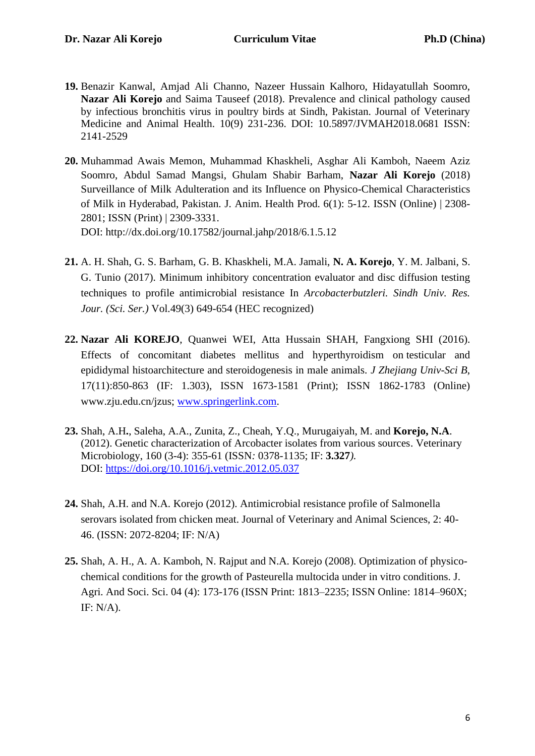19. Benazir Kanwal, Amjad Ali Channo, Nazeer Hussain Kalhoro, Hidayatullah Soomro, **Nazar Ali Korejo** and Saima Tauseef (2018). Prevalence and clinical pathology caused by infectious bronchitis virus in poultry birds at Sindh, Pakistan. Journal of Veterinary Medicine and Animal Health. 10(9) 231-236. DOI: 10.5897/JVMAH2018.0681 ISSN: 2141-2529

20. Muhammad Awais Memon, Muhammad Khaskheli, Asghar Ali Kamboh, Naeem Aziz Soomro, Abdul Samad Mangsi, Ghulam Shabir Barham, **Nazar Ali Korejo** (2018) Surveillance of Milk Adulteration and its Influence on Physico-Chemical Characteristics of Milk in Hyderabad, Pakistan. J. Anim. Health Prod. 6(1): 5-12. ISSN (Online) | 2308-2801; ISSN (Print) | 2309-3331.
    DOI: http://dx.doi.org/10.17582/journal.jahp/2018/6.1.5.12

21. A. H. Shah, G. S. Barham, G. B. Khaskheli, M.A. Jamali, **N. A. Korejo**, Y. M. Jalbani, S. G. Tunio (2017). Minimum inhibitory concentration evaluator and disc diffusion testing techniques to profile antimicrobial resistance In *Arcobacterbutzleri*. *Sindh Univ. Res. Jour. (Sci. Ser.)* Vol.49(3) 649-654 (HEC recognized)

22. **Nazar Ali KOREJO**, Quanwei WEI, Atta Hussain SHAH, Fangxiong SHI (2016). Effects of concomitant diabetes mellitus and hyperthyroidism on testicular and epididymal histoarchitecture and steroidogenesis in male animals. *J Zhejiang Univ-Sci B*, 17(11):850-863 (IF: 1.303), ISSN 1673-1581 (Print); ISSN 1862-1783 (Online) www.zju.edu.cn/jzus; www.springerlink.com.

23. Shah, A.H., Saleha, A.A., Zunita, Z., Cheah, Y.Q., Murugaiyah, M. and **Korejo, N.A**. (2012). Genetic characterization of Arcobacter isolates from various sources. Veterinary Microbiology, 160 (3-4): 355-61 (ISSN: 0378-1135; IF: **3.327**).
    DOI: https://doi.org/10.1016/j.vetmic.2012.05.037

24. Shah, A.H. and N.A. Korejo (2012). Antimicrobial resistance profile of Salmonella serovars isolated from chicken meat. Journal of Veterinary and Animal Sciences, 2: 40-46. (ISSN: 2072-8204; IF: N/A)

25. Shah, A. H., A. A. Kamboh, N. Rajput and N.A. Korejo (2008). Optimization of physico-chemical conditions for the growth of Pasteurella multocida under in vitro conditions. J. Agri. And Soci. Sci. 04 (4): 173-176 (ISSN Print: 1813–2235; ISSN Online: 1814–960X; IF: N/A).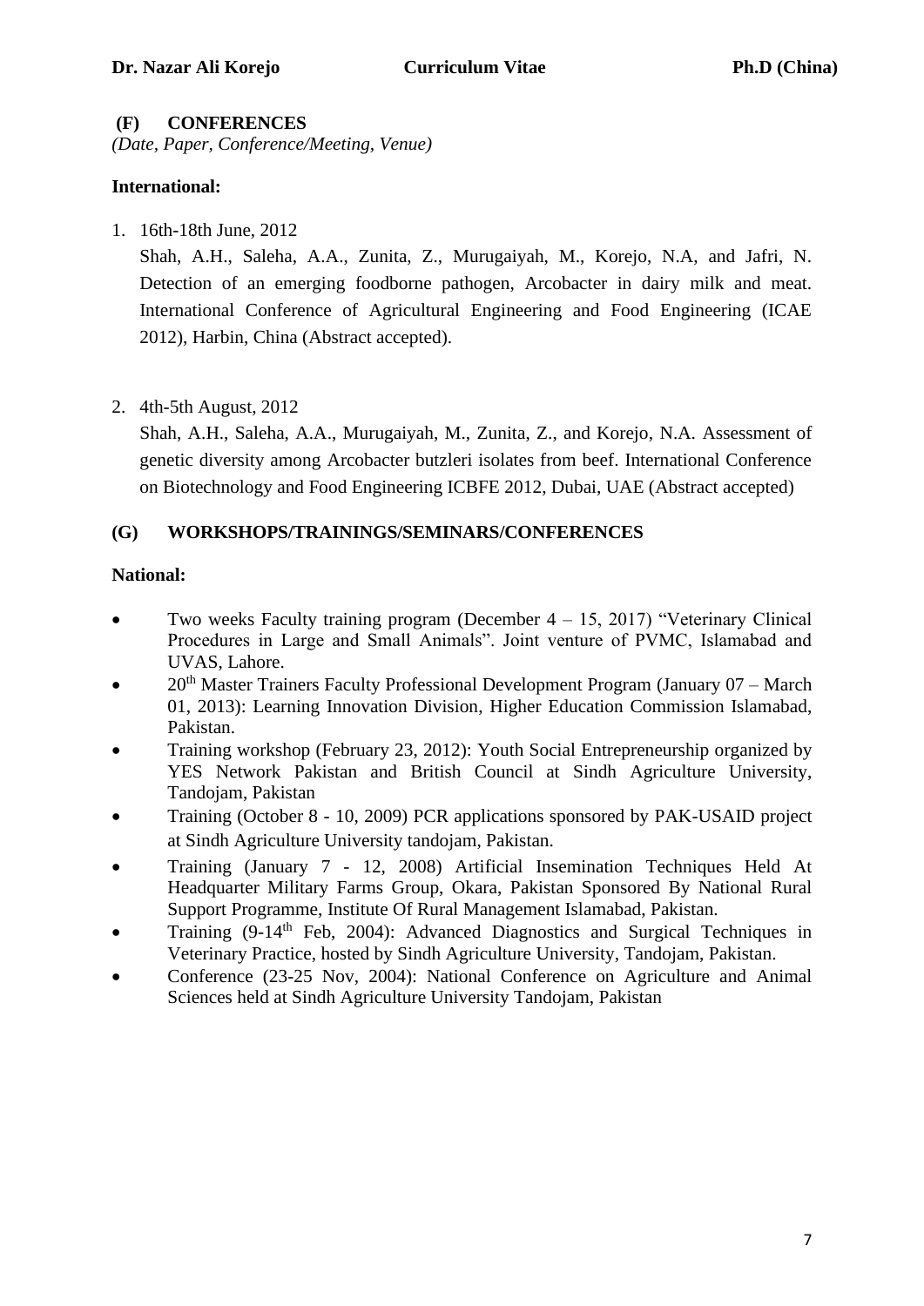## (F) CONFERENCES

*(Date, Paper, Conference/Meeting, Venue)*

**International:**

1. 16th-18th June, 2012

   Shah, A.H., Saleha, A.A., Zunita, Z., Murugaiyah, M., Korejo, N.A, and Jafri, N. Detection of an emerging foodborne pathogen, Arcobacter in dairy milk and meat. International Conference of Agricultural Engineering and Food Engineering (ICAE 2012), Harbin, China (Abstract accepted).

2. 4th-5th August, 2012

   Shah, A.H., Saleha, A.A., Murugaiyah, M., Zunita, Z., and Korejo, N.A. Assessment of genetic diversity among Arcobacter butzleri isolates from beef. International Conference on Biotechnology and Food Engineering ICBFE 2012, Dubai, UAE (Abstract accepted)

## (G) WORKSHOPS/TRAININGS/SEMINARS/CONFERENCES

**National:**

- Two weeks Faculty training program (December 4 – 15, 2017) "Veterinary Clinical Procedures in Large and Small Animals". Joint venture of PVMC, Islamabad and UVAS, Lahore.
- 20th Master Trainers Faculty Professional Development Program (January 07 – March 01, 2013): Learning Innovation Division, Higher Education Commission Islamabad, Pakistan.
- Training workshop (February 23, 2012): Youth Social Entrepreneurship organized by YES Network Pakistan and British Council at Sindh Agriculture University, Tandojam, Pakistan
- Training (October 8 - 10, 2009) PCR applications sponsored by PAK-USAID project at Sindh Agriculture University tandojam, Pakistan.
- Training (January 7 - 12, 2008) Artificial Insemination Techniques Held At Headquarter Military Farms Group, Okara, Pakistan Sponsored By National Rural Support Programme, Institute Of Rural Management Islamabad, Pakistan.
- Training (9-14th Feb, 2004): Advanced Diagnostics and Surgical Techniques in Veterinary Practice, hosted by Sindh Agriculture University, Tandojam, Pakistan.
- Conference (23-25 Nov, 2004): National Conference on Agriculture and Animal Sciences held at Sindh Agriculture University Tandojam, Pakistan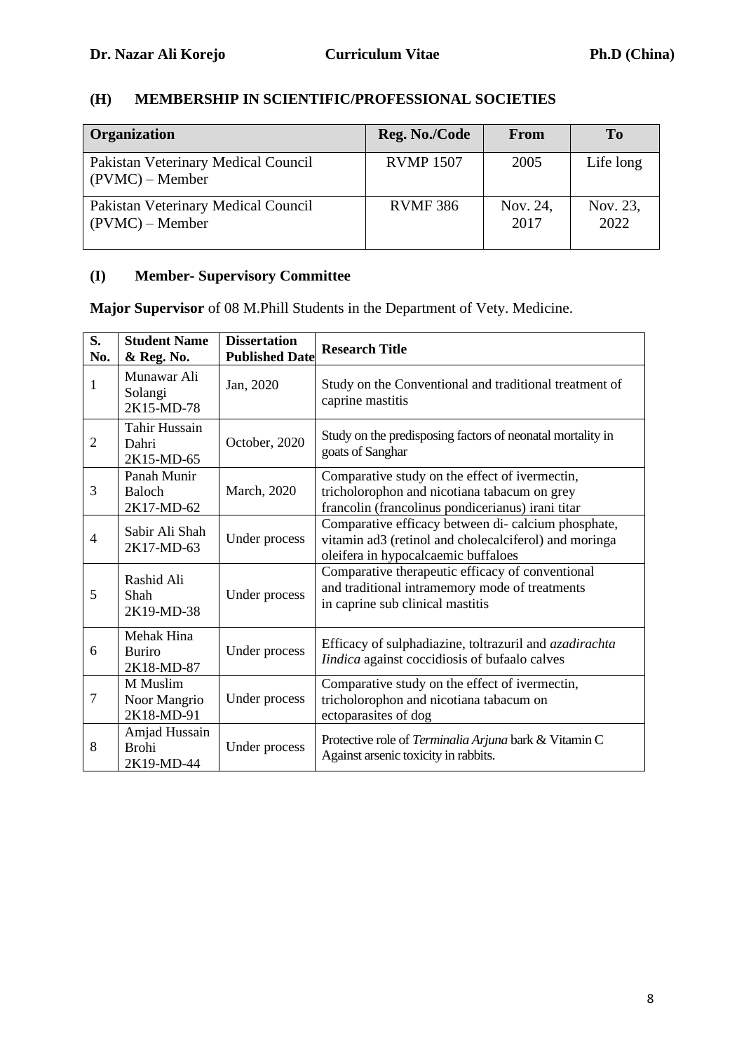## (H) MEMBERSHIP IN SCIENTIFIC/PROFESSIONAL SOCIETIES

| Organization | Reg. No./Code | From | To |
|---|---|---|---|
| Pakistan Veterinary Medical Council (PVMC) – Member | RVMP 1507 | 2005 | Life long |
| Pakistan Veterinary Medical Council (PVMC) – Member | RVMF 386 | Nov. 24, 2017 | Nov. 23, 2022 |

## (I) Member- Supervisory Committee

**Major Supervisor** of 08 M.Phill Students in the Department of Vety. Medicine.

| S. No. | Student Name & Reg. No. | Dissertation Published Date | Research Title |
|---|---|---|---|
| 1 | Munawar Ali Solangi 2K15-MD-78 | Jan, 2020 | Study on the Conventional and traditional treatment of caprine mastitis |
| 2 | Tahir Hussain Dahri 2K15-MD-65 | October, 2020 | Study on the predisposing factors of neonatal mortality in goats of Sanghar |
| 3 | Panah Munir Baloch 2K17-MD-62 | March, 2020 | Comparative study on the effect of ivermectin, tricholorophon and nicotiana tabacum on grey francolin (francolinus pondicerianus) irani titar |
| 4 | Sabir Ali Shah 2K17-MD-63 | Under process | Comparative efficacy between di- calcium phosphate, vitamin ad3 (retinol and cholecalciferol) and moringa oleifera in hypocalcaemic buffaloes |
| 5 | Rashid Ali Shah 2K19-MD-38 | Under process | Comparative therapeutic efficacy of conventional and traditional intramemory mode of treatments in caprine sub clinical mastitis |
| 6 | Mehak Hina Buriro 2K18-MD-87 | Under process | Efficacy of sulphadiazine, toltrazuril and *azadirachta Iindica* against coccidiosis of bufaalo calves |
| 7 | M Muslim Noor Mangrio 2K18-MD-91 | Under process | Comparative study on the effect of ivermectin, tricholorophon and nicotiana tabacum on ectoparasites of dog |
| 8 | Amjad Hussain Brohi 2K19-MD-44 | Under process | Protective role of *Terminalia Arjuna* bark & Vitamin C Against arsenic toxicity in rabbits. |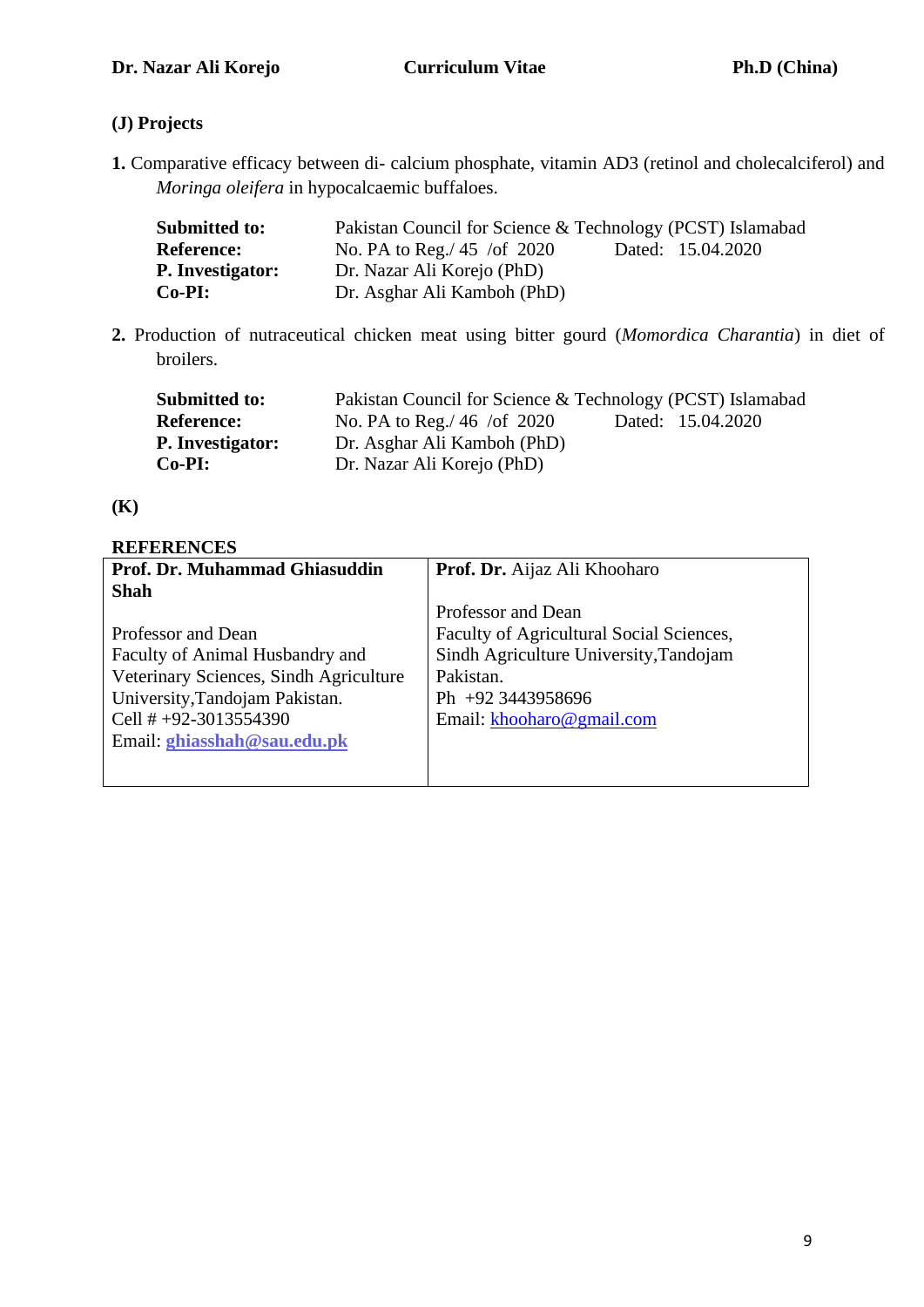## (J) Projects

**1.** Comparative efficacy between di- calcium phosphate, vitamin AD3 (retinol and cholecalciferol) and *Moringa oleifera* in hypocalcaemic buffaloes.

| | |
|---|---|
| **Submitted to:** | Pakistan Council for Science & Technology (PCST) Islamabad |
| **Reference:** | No. PA to Reg./ 45 /of 2020 Dated: 15.04.2020 |
| **P. Investigator:** | Dr. Nazar Ali Korejo (PhD) |
| **Co-PI:** | Dr. Asghar Ali Kamboh (PhD) |

**2.** Production of nutraceutical chicken meat using bitter gourd (*Momordica Charantia*) in diet of broilers.

| | |
|---|---|
| **Submitted to:** | Pakistan Council for Science & Technology (PCST) Islamabad |
| **Reference:** | No. PA to Reg./ 46 /of 2020 Dated: 15.04.2020 |
| **P. Investigator:** | Dr. Asghar Ali Kamboh (PhD) |
| **Co-PI:** | Dr. Nazar Ali Korejo (PhD) |

## (K)

**REFERENCES**

| | |
|---|---|
| **Prof. Dr. Muhammad Ghiasuddin Shah**<br><br>Professor and Dean<br>Faculty of Animal Husbandry and Veterinary Sciences, Sindh Agriculture University,Tandojam Pakistan.<br>Cell # +92-3013554390<br>Email: **ghiasshah@sau.edu.pk** | **Prof. Dr.** Aijaz Ali Khooharo<br><br>Professor and Dean<br>Faculty of Agricultural Social Sciences, Sindh Agriculture University,Tandojam Pakistan.<br>Ph +92 3443958696<br>Email: khooharo@gmail.com |